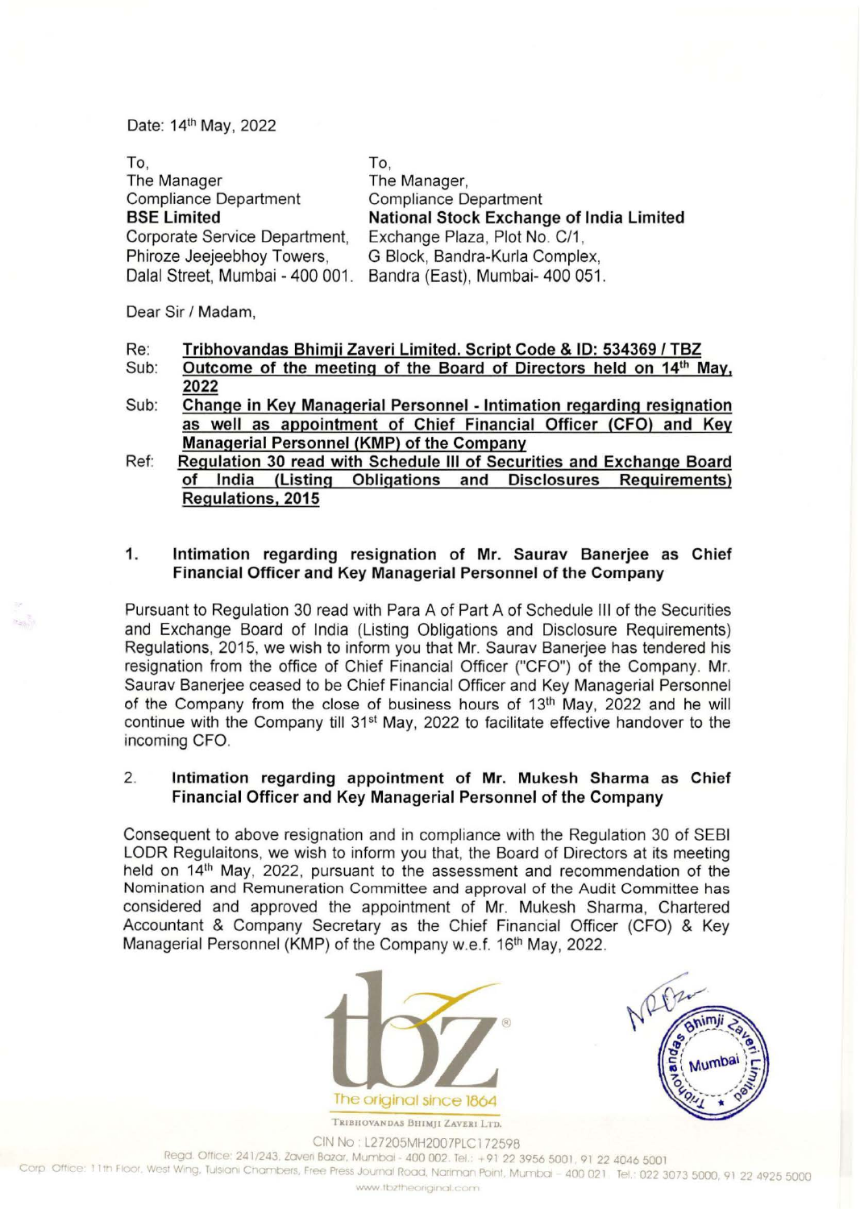Date: 14th May, 2022

To,
The Manager
Compliance Department
**BSE Limited**
Corporate Service Department,
Phiroze Jeejeebhoy Towers,
Dalal Street, Mumbai - 400 001.

To,
The Manager,
Compliance Department
**National Stock Exchange of India Limited**
Exchange Plaza, Plot No. C/1,
G Block, Bandra-Kurla Complex,
Bandra (East), Mumbai- 400 051.

Dear Sir / Madam,

Re: **Tribhovandas Bhimji Zaveri Limited. Script Code & ID: 534369 / TBZ**

Sub: **Outcome of the meeting of the Board of Directors held on 14th May, 2022**

Sub: **Change in Key Managerial Personnel - Intimation regarding resignation as well as appointment of Chief Financial Officer (CFO) and Key Managerial Personnel (KMP) of the Company**

Ref: **Regulation 30 read with Schedule III of Securities and Exchange Board of India (Listing Obligations and Disclosures Requirements) Regulations, 2015**

1. **Intimation regarding resignation of Mr. Saurav Banerjee as Chief Financial Officer and Key Managerial Personnel of the Company**

Pursuant to Regulation 30 read with Para A of Part A of Schedule III of the Securities and Exchange Board of India (Listing Obligations and Disclosure Requirements) Regulations, 2015, we wish to inform you that Mr. Saurav Banerjee has tendered his resignation from the office of Chief Financial Officer ("CFO") of the Company. Mr. Saurav Banerjee ceased to be Chief Financial Officer and Key Managerial Personnel of the Company from the close of business hours of 13th May, 2022 and he will continue with the Company till 31st May, 2022 to facilitate effective handover to the incoming CFO.

2. **Intimation regarding appointment of Mr. Mukesh Sharma as Chief Financial Officer and Key Managerial Personnel of the Company**

Consequent to above resignation and in compliance with the Regulation 30 of SEBI LODR Regulaitons, we wish to inform you that, the Board of Directors at its meeting held on 14th May, 2022, pursuant to the assessment and recommendation of the Nomination and Remuneration Committee and approval of the Audit Committee has considered and approved the appointment of Mr. Mukesh Sharma, Chartered Accountant & Company Secretary as the Chief Financial Officer (CFO) & Key Managerial Personnel (KMP) of the Company w.e.f. 16th May, 2022.

tbz The original since 1864

TRIBHOVANDAS BHIMJI ZAVERI LTD.

CIN No : L27205MH2007PLC172598

Regd. Office: 241/243, Zaveri Bazar, Mumbai - 400 002. Tel.: +91 22 3956 5001, 91 22 4046 5001

Corp. Office: 11th Floor, West Wing, Tulsiani Chambers, Free Press Journal Road, Nariman Point, Mumbai - 400 021. Tel.: 022 3073 5000, 91 22 4925 5000

www.tbztheoriginal.com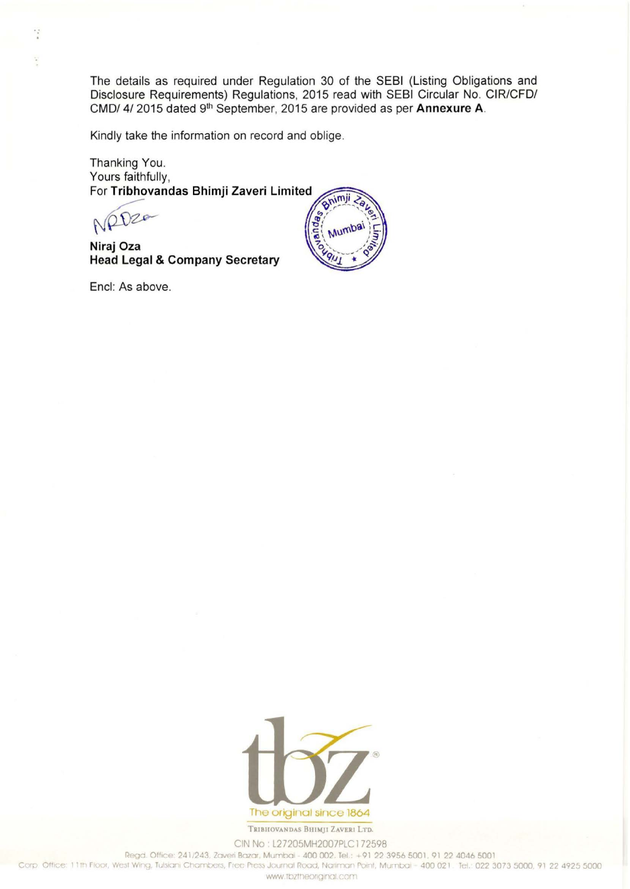The details as required under Regulation 30 of the SEBI (Listing Obligations and Disclosure Requirements) Regulations, 2015 read with SEBI Circular No. CIR/CFD/ CMD/ 4/ 2015 dated 9th September, 2015 are provided as per **Annexure A**.

Kindly take the information on record and oblige.

Thanking You.
Yours faithfully,
For **Tribhovandas Bhimji Zaveri Limited**

**Niraj Oza**
**Head Legal & Company Secretary**

Encl: As above.

TRIBHOVANDAS BHIMJI ZAVERI LTD.

CIN No : L27205MH2007PLC172598

Regd. Office: 241/243, Zaveri Bazar, Mumbai - 400 002. Tel.: +91 22 3956 5001, 91 22 4046 5001

Corp. Office: 11th Floor, West Wing, Tulsiani Chambers, Free Press Journal Road, Nariman Point, Mumbai - 400 021. Tel.: 022 3073 5000, 91 22 4925 5000

www.tbztheoriginal.com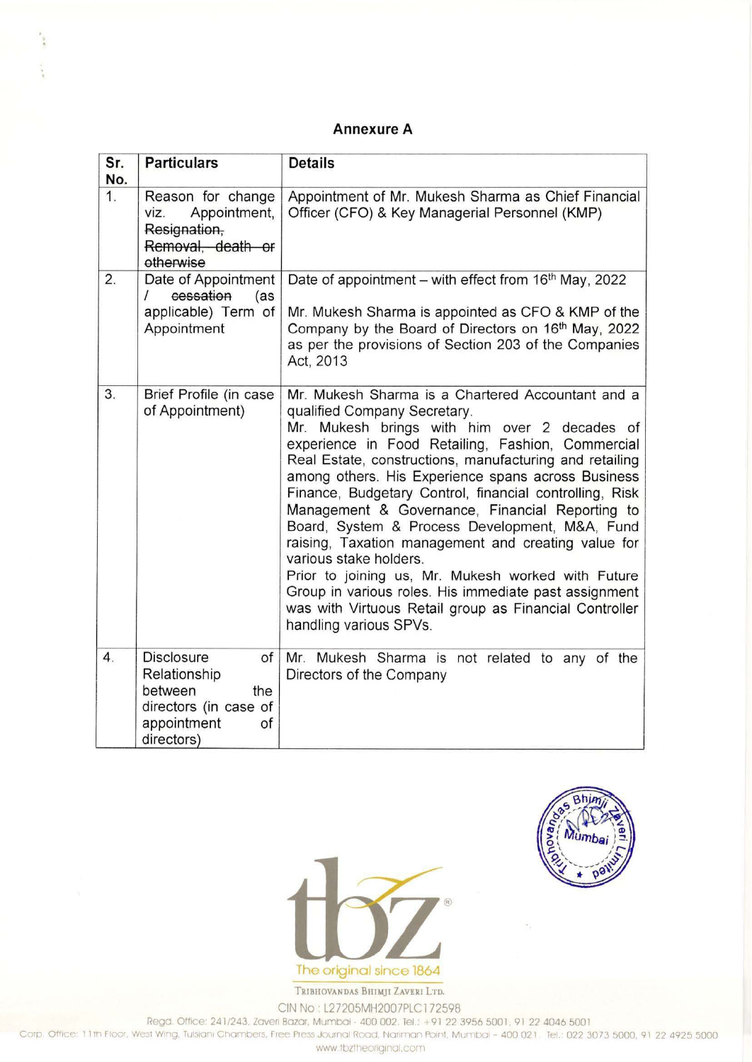## Annexure A

| Sr. No. | Particulars | Details |
|---|---|---|
| 1. | Reason for change viz. Appointment, ~~Resignation, Removal, death or otherwise~~ | Appointment of Mr. Mukesh Sharma as Chief Financial Officer (CFO) & Key Managerial Personnel (KMP) |
| 2. | Date of Appointment / ~~cessation~~ (as applicable) Term of Appointment | Date of appointment – with effect from 16th May, 2022<br><br>Mr. Mukesh Sharma is appointed as CFO & KMP of the Company by the Board of Directors on 16th May, 2022 as per the provisions of Section 203 of the Companies Act, 2013 |
| 3. | Brief Profile (in case of Appointment) | Mr. Mukesh Sharma is a Chartered Accountant and a qualified Company Secretary.<br>Mr. Mukesh brings with him over 2 decades of experience in Food Retailing, Fashion, Commercial Real Estate, constructions, manufacturing and retailing among others. His Experience spans across Business Finance, Budgetary Control, financial controlling, Risk Management & Governance, Financial Reporting to Board, System & Process Development, M&A, Fund raising, Taxation management and creating value for various stake holders.<br>Prior to joining us, Mr. Mukesh worked with Future Group in various roles. His immediate past assignment was with Virtuous Retail group as Financial Controller handling various SPVs. |
| 4. | Disclosure of Relationship between the directors (in case of appointment of directors) | Mr. Mukesh Sharma is not related to any of the Directors of the Company |

tbz® The original since 1864

TRIBHOVANDAS BHIMJI ZAVERI LTD.

CIN No : L27205MH2007PLC172598

Regd. Office: 241/243, Zaveri Bazar, Mumbai - 400 002. Tel.: +91 22 3956 5001, 91 22 4046 5001

Corp. Office: 11th Floor, West Wing, Tulsiani Chambers, Free Press Journal Road, Nariman Point, Mumbai – 400 021. Tel.: 022 3073 5000, 91 22 4925 5000

www.tbztheoriginal.com